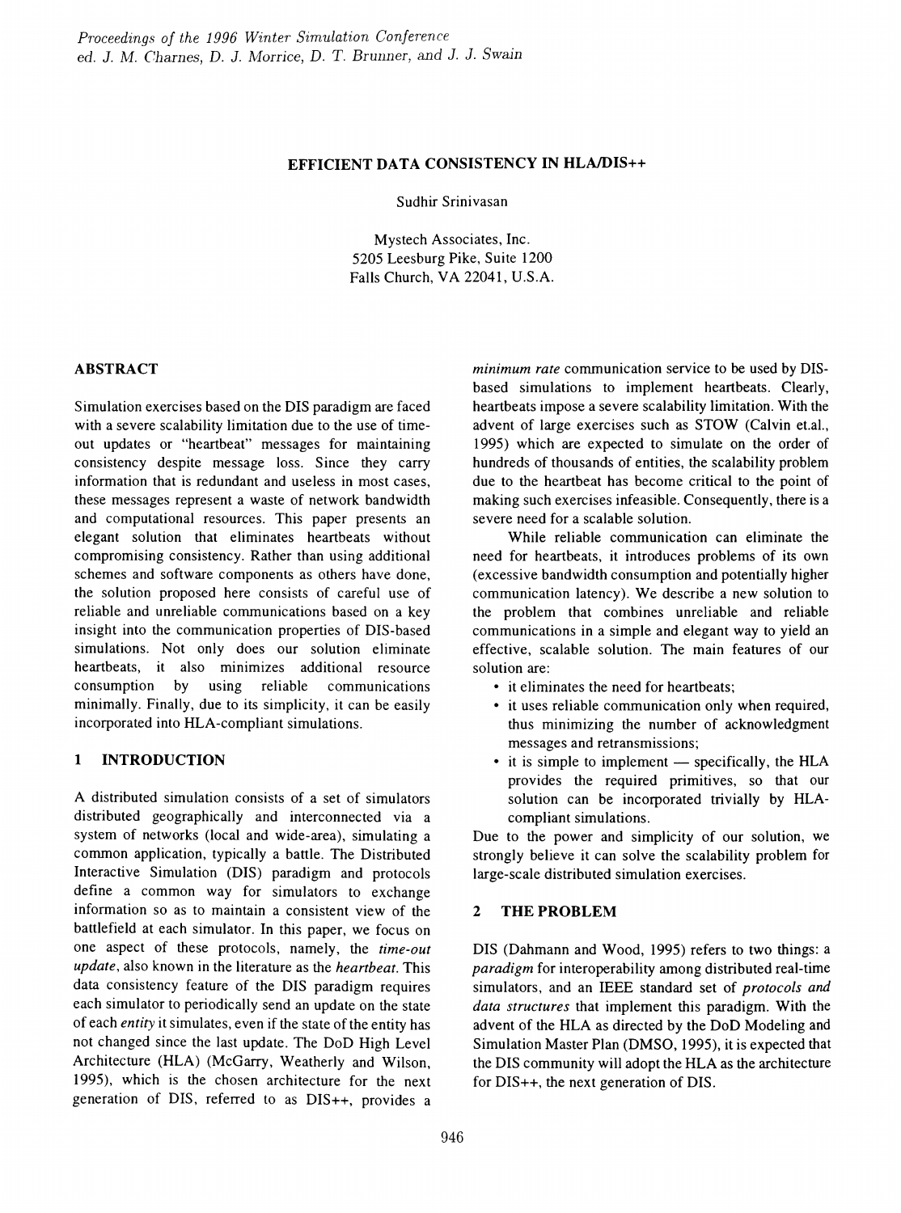# EFFICIENT DATA CONSISTENCY IN HLA/DIS++

Sudhir Srinivasan

Mystech Associates, Inc.
5205 Leesburg Pike, Suite 1200
Falls Church, VA 22041, U.S.A.

## ABSTRACT

Simulation exercises based on the DIS paradigm are faced with a severe scalability limitation due to the use of time-out updates or "heartbeat" messages for maintaining consistency despite message loss. Since they carry information that is redundant and useless in most cases, these messages represent a waste of network bandwidth and computational resources. This paper presents an elegant solution that eliminates heartbeats without compromising consistency. Rather than using additional schemes and software components as others have done, the solution proposed here consists of careful use of reliable and unreliable communications based on a key insight into the communication properties of DIS-based simulations. Not only does our solution eliminate heartbeats, it also minimizes additional resource consumption by using reliable communications minimally. Finally, due to its simplicity, it can be easily incorporated into HLA-compliant simulations.

## 1 INTRODUCTION

A distributed simulation consists of a set of simulators distributed geographically and interconnected via a system of networks (local and wide-area), simulating a common application, typically a battle. The Distributed Interactive Simulation (DIS) paradigm and protocols define a common way for simulators to exchange information so as to maintain a consistent view of the battlefield at each simulator. In this paper, we focus on one aspect of these protocols, namely, the *time-out update*, also known in the literature as the *heartbeat*. This data consistency feature of the DIS paradigm requires each simulator to periodically send an update on the state of each *entity* it simulates, even if the state of the entity has not changed since the last update. The DoD High Level Architecture (HLA) (McGarry, Weatherly and Wilson, 1995), which is the chosen architecture for the next generation of DIS, referred to as DIS++, provides a *minimum rate* communication service to be used by DIS-based simulations to implement heartbeats. Clearly, heartbeats impose a severe scalability limitation. With the advent of large exercises such as STOW (Calvin et.al., 1995) which are expected to simulate on the order of hundreds of thousands of entities, the scalability problem due to the heartbeat has become critical to the point of making such exercises infeasible. Consequently, there is a severe need for a scalable solution.

While reliable communication can eliminate the need for heartbeats, it introduces problems of its own (excessive bandwidth consumption and potentially higher communication latency). We describe a new solution to the problem that combines unreliable and reliable communications in a simple and elegant way to yield an effective, scalable solution. The main features of our solution are:

- it eliminates the need for heartbeats;
- it uses reliable communication only when required, thus minimizing the number of acknowledgment messages and retransmissions;
- it is simple to implement — specifically, the HLA provides the required primitives, so that our solution can be incorporated trivially by HLA-compliant simulations.

Due to the power and simplicity of our solution, we strongly believe it can solve the scalability problem for large-scale distributed simulation exercises.

## 2 THE PROBLEM

DIS (Dahmann and Wood, 1995) refers to two things: a *paradigm* for interoperability among distributed real-time simulators, and an IEEE standard set of *protocols and data structures* that implement this paradigm. With the advent of the HLA as directed by the DoD Modeling and Simulation Master Plan (DMSO, 1995), it is expected that the DIS community will adopt the HLA as the architecture for DIS++, the next generation of DIS.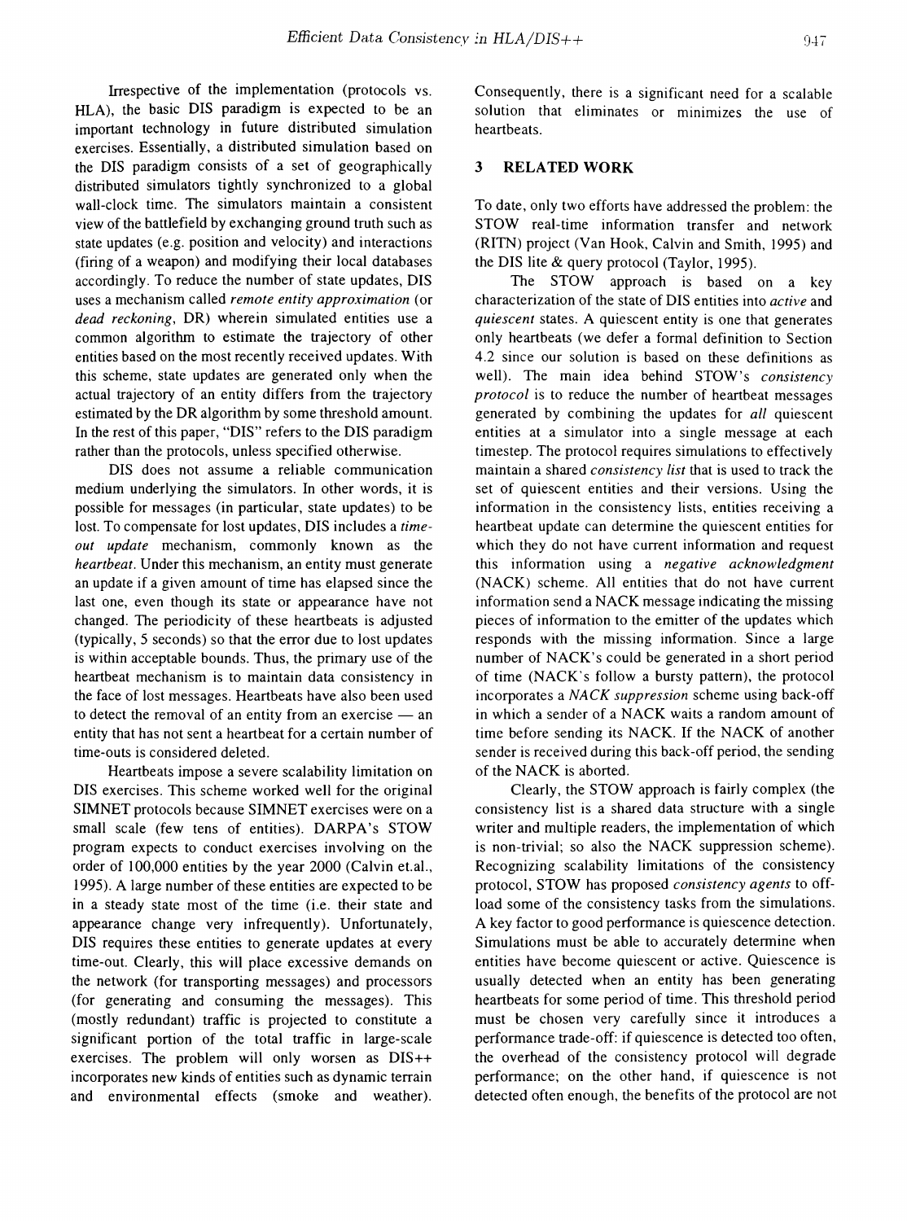Irrespective of the implementation (protocols vs. HLA), the basic DIS paradigm is expected to be an important technology in future distributed simulation exercises. Essentially, a distributed simulation based on the DIS paradigm consists of a set of geographically distributed simulators tightly synchronized to a global wall-clock time. The simulators maintain a consistent view of the battlefield by exchanging ground truth such as state updates (e.g. position and velocity) and interactions (firing of a weapon) and modifying their local databases accordingly. To reduce the number of state updates, DIS uses a mechanism called *remote entity approximation* (or *dead reckoning*, DR) wherein simulated entities use a common algorithm to estimate the trajectory of other entities based on the most recently received updates. With this scheme, state updates are generated only when the actual trajectory of an entity differs from the trajectory estimated by the DR algorithm by some threshold amount. In the rest of this paper, "DIS" refers to the DIS paradigm rather than the protocols, unless specified otherwise.

DIS does not assume a reliable communication medium underlying the simulators. In other words, it is possible for messages (in particular, state updates) to be lost. To compensate for lost updates, DIS includes a *time-out update* mechanism, commonly known as the *heartbeat*. Under this mechanism, an entity must generate an update if a given amount of time has elapsed since the last one, even though its state or appearance have not changed. The periodicity of these heartbeats is adjusted (typically, 5 seconds) so that the error due to lost updates is within acceptable bounds. Thus, the primary use of the heartbeat mechanism is to maintain data consistency in the face of lost messages. Heartbeats have also been used to detect the removal of an entity from an exercise — an entity that has not sent a heartbeat for a certain number of time-outs is considered deleted.

Heartbeats impose a severe scalability limitation on DIS exercises. This scheme worked well for the original SIMNET protocols because SIMNET exercises were on a small scale (few tens of entities). DARPA's STOW program expects to conduct exercises involving on the order of 100,000 entities by the year 2000 (Calvin et.al., 1995). A large number of these entities are expected to be in a steady state most of the time (i.e. their state and appearance change very infrequently). Unfortunately, DIS requires these entities to generate updates at every time-out. Clearly, this will place excessive demands on the network (for transporting messages) and processors (for generating and consuming the messages). This (mostly redundant) traffic is projected to constitute a significant portion of the total traffic in large-scale exercises. The problem will only worsen as DIS++ incorporates new kinds of entities such as dynamic terrain and environmental effects (smoke and weather). Consequently, there is a significant need for a scalable solution that eliminates or minimizes the use of heartbeats.

## 3 RELATED WORK

To date, only two efforts have addressed the problem: the STOW real-time information transfer and network (RITN) project (Van Hook, Calvin and Smith, 1995) and the DIS lite & query protocol (Taylor, 1995).

The STOW approach is based on a key characterization of the state of DIS entities into *active* and *quiescent* states. A quiescent entity is one that generates only heartbeats (we defer a formal definition to Section 4.2 since our solution is based on these definitions as well). The main idea behind STOW's *consistency protocol* is to reduce the number of heartbeat messages generated by combining the updates for *all* quiescent entities at a simulator into a single message at each timestep. The protocol requires simulations to effectively maintain a shared *consistency list* that is used to track the set of quiescent entities and their versions. Using the information in the consistency lists, entities receiving a heartbeat update can determine the quiescent entities for which they do not have current information and request this information using a *negative acknowledgment* (NACK) scheme. All entities that do not have current information send a NACK message indicating the missing pieces of information to the emitter of the updates which responds with the missing information. Since a large number of NACK's could be generated in a short period of time (NACK's follow a bursty pattern), the protocol incorporates a *NACK suppression* scheme using back-off in which a sender of a NACK waits a random amount of time before sending its NACK. If the NACK of another sender is received during this back-off period, the sending of the NACK is aborted.

Clearly, the STOW approach is fairly complex (the consistency list is a shared data structure with a single writer and multiple readers, the implementation of which is non-trivial; so also the NACK suppression scheme). Recognizing scalability limitations of the consistency protocol, STOW has proposed *consistency agents* to off-load some of the consistency tasks from the simulations. A key factor to good performance is quiescence detection. Simulations must be able to accurately determine when entities have become quiescent or active. Quiescence is usually detected when an entity has been generating heartbeats for some period of time. This threshold period must be chosen very carefully since it introduces a performance trade-off: if quiescence is detected too often, the overhead of the consistency protocol will degrade performance; on the other hand, if quiescence is not detected often enough, the benefits of the protocol are not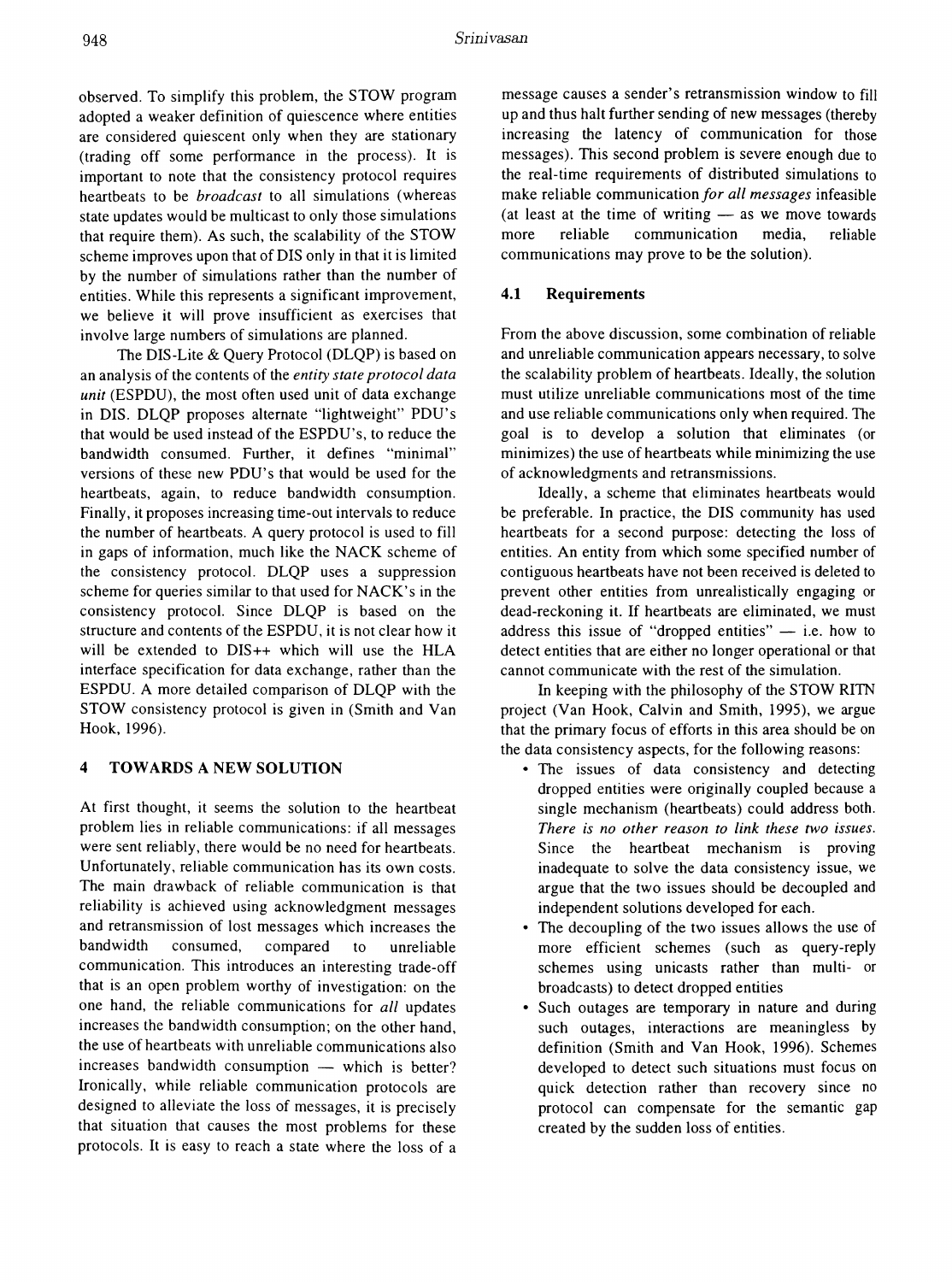observed. To simplify this problem, the STOW program adopted a weaker definition of quiescence where entities are considered quiescent only when they are stationary (trading off some performance in the process). It is important to note that the consistency protocol requires heartbeats to be *broadcast* to all simulations (whereas state updates would be multicast to only those simulations that require them). As such, the scalability of the STOW scheme improves upon that of DIS only in that it is limited by the number of simulations rather than the number of entities. While this represents a significant improvement, we believe it will prove insufficient as exercises that involve large numbers of simulations are planned.

The DIS-Lite & Query Protocol (DLQP) is based on an analysis of the contents of the *entity state protocol data unit* (ESPDU), the most often used unit of data exchange in DIS. DLQP proposes alternate "lightweight" PDU's that would be used instead of the ESPDU's, to reduce the bandwidth consumed. Further, it defines "minimal" versions of these new PDU's that would be used for the heartbeats, again, to reduce bandwidth consumption. Finally, it proposes increasing time-out intervals to reduce the number of heartbeats. A query protocol is used to fill in gaps of information, much like the NACK scheme of the consistency protocol. DLQP uses a suppression scheme for queries similar to that used for NACK's in the consistency protocol. Since DLQP is based on the structure and contents of the ESPDU, it is not clear how it will be extended to DIS++ which will use the HLA interface specification for data exchange, rather than the ESPDU. A more detailed comparison of DLQP with the STOW consistency protocol is given in (Smith and Van Hook, 1996).

## 4 TOWARDS A NEW SOLUTION

At first thought, it seems the solution to the heartbeat problem lies in reliable communications: if all messages were sent reliably, there would be no need for heartbeats. Unfortunately, reliable communication has its own costs. The main drawback of reliable communication is that reliability is achieved using acknowledgment messages and retransmission of lost messages which increases the bandwidth consumed, compared to unreliable communication. This introduces an interesting trade-off that is an open problem worthy of investigation: on the one hand, the reliable communications for *all* updates increases the bandwidth consumption; on the other hand, the use of heartbeats with unreliable communications also increases bandwidth consumption — which is better? Ironically, while reliable communication protocols are designed to alleviate the loss of messages, it is precisely that situation that causes the most problems for these protocols. It is easy to reach a state where the loss of a message causes a sender's retransmission window to fill up and thus halt further sending of new messages (thereby increasing the latency of communication for those messages). This second problem is severe enough due to the real-time requirements of distributed simulations to make reliable communication *for all messages* infeasible (at least at the time of writing — as we move towards more reliable communication media, reliable communications may prove to be the solution).

### 4.1 Requirements

From the above discussion, some combination of reliable and unreliable communication appears necessary, to solve the scalability problem of heartbeats. Ideally, the solution must utilize unreliable communications most of the time and use reliable communications only when required. The goal is to develop a solution that eliminates (or minimizes) the use of heartbeats while minimizing the use of acknowledgments and retransmissions.

Ideally, a scheme that eliminates heartbeats would be preferable. In practice, the DIS community has used heartbeats for a second purpose: detecting the loss of entities. An entity from which some specified number of contiguous heartbeats have not been received is deleted to prevent other entities from unrealistically engaging or dead-reckoning it. If heartbeats are eliminated, we must address this issue of "dropped entities" — i.e. how to detect entities that are either no longer operational or that cannot communicate with the rest of the simulation.

In keeping with the philosophy of the STOW RITN project (Van Hook, Calvin and Smith, 1995), we argue that the primary focus of efforts in this area should be on the data consistency aspects, for the following reasons:

- The issues of data consistency and detecting dropped entities were originally coupled because a single mechanism (heartbeats) could address both. *There is no other reason to link these two issues.* Since the heartbeat mechanism is proving inadequate to solve the data consistency issue, we argue that the two issues should be decoupled and independent solutions developed for each.
- The decoupling of the two issues allows the use of more efficient schemes (such as query-reply schemes using unicasts rather than multi- or broadcasts) to detect dropped entities
- Such outages are temporary in nature and during such outages, interactions are meaningless by definition (Smith and Van Hook, 1996). Schemes developed to detect such situations must focus on quick detection rather than recovery since no protocol can compensate for the semantic gap created by the sudden loss of entities.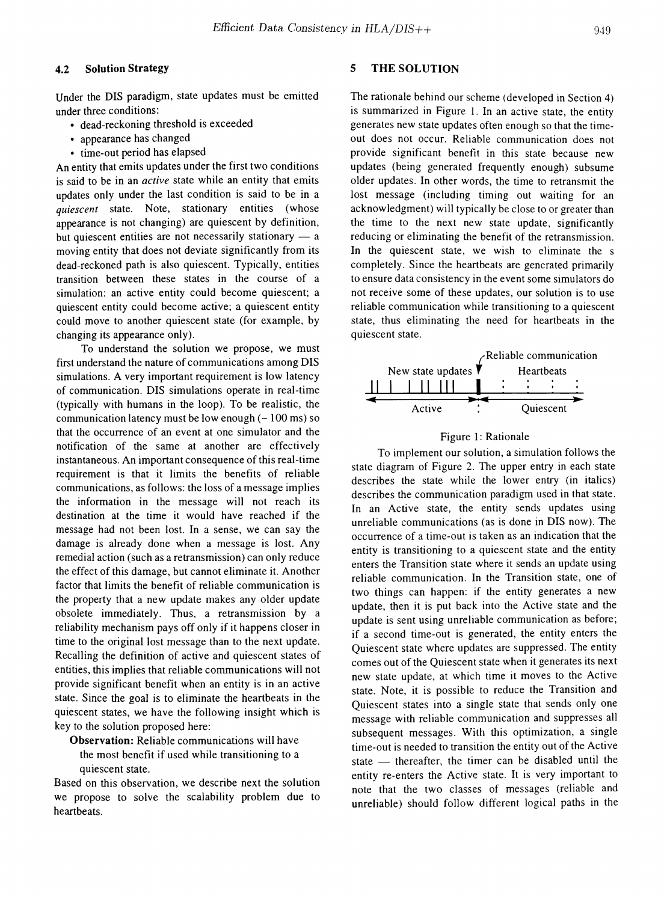### 4.2 Solution Strategy

Under the DIS paradigm, state updates must be emitted under three conditions:

- dead-reckoning threshold is exceeded
- appearance has changed
- time-out period has elapsed

An entity that emits updates under the first two conditions is said to be in an *active* state while an entity that emits updates only under the last condition is said to be in a *quiescent* state. Note, stationary entities (whose appearance is not changing) are quiescent by definition, but quiescent entities are not necessarily stationary — a moving entity that does not deviate significantly from its dead-reckoned path is also quiescent. Typically, entities transition between these states in the course of a simulation: an active entity could become quiescent; a quiescent entity could become active; a quiescent entity could move to another quiescent state (for example, by changing its appearance only).

To understand the solution we propose, we must first understand the nature of communications among DIS simulations. A very important requirement is low latency of communication. DIS simulations operate in real-time (typically with humans in the loop). To be realistic, the communication latency must be low enough (~ 100 ms) so that the occurrence of an event at one simulator and the notification of the same at another are effectively instantaneous. An important consequence of this real-time requirement is that it limits the benefits of reliable communications, as follows: the loss of a message implies the information in the message will not reach its destination at the time it would have reached if the message had not been lost. In a sense, we can say the damage is already done when a message is lost. Any remedial action (such as a retransmission) can only reduce the effect of this damage, but cannot eliminate it. Another factor that limits the benefit of reliable communication is the property that a new update makes any older update obsolete immediately. Thus, a retransmission by a reliability mechanism pays off only if it happens closer in time to the original lost message than to the next update. Recalling the definition of active and quiescent states of entities, this implies that reliable communications will not provide significant benefit when an entity is in an active state. Since the goal is to eliminate the heartbeats in the quiescent states, we have the following insight which is key to the solution proposed here:

**Observation:** Reliable communications will have the most benefit if used while transitioning to a quiescent state.

Based on this observation, we describe next the solution we propose to solve the scalability problem due to heartbeats.

## 5 THE SOLUTION

The rationale behind our scheme (developed in Section 4) is summarized in Figure 1. In an active state, the entity generates new state updates often enough so that the time-out does not occur. Reliable communication does not provide significant benefit in this state because new updates (being generated frequently enough) subsume older updates. In other words, the time to retransmit the lost message (including timing out waiting for an acknowledgment) will typically be close to or greater than the time to the next new state update, significantly reducing or eliminating the benefit of the retransmission. In the quiescent state, we wish to eliminate the s completely. Since the heartbeats are generated primarily to ensure data consistency in the event some simulators do not receive some of these updates, our solution is to use reliable communication while transitioning to a quiescent state, thus eliminating the need for heartbeats in the quiescent state.

Figure 1: Rationale

To implement our solution, a simulation follows the state diagram of Figure 2. The upper entry in each state describes the state while the lower entry (in italics) describes the communication paradigm used in that state. In an Active state, the entity sends updates using unreliable communications (as is done in DIS now). The occurrence of a time-out is taken as an indication that the entity is transitioning to a quiescent state and the entity enters the Transition state where it sends an update using reliable communication. In the Transition state, one of two things can happen: if the entity generates a new update, then it is put back into the Active state and the update is sent using unreliable communication as before; if a second time-out is generated, the entity enters the Quiescent state where updates are suppressed. The entity comes out of the Quiescent state when it generates its next new state update, at which time it moves to the Active state. Note, it is possible to reduce the Transition and Quiescent states into a single state that sends only one message with reliable communication and suppresses all subsequent messages. With this optimization, a single time-out is needed to transition the entity out of the Active state — thereafter, the timer can be disabled until the entity re-enters the Active state. It is very important to note that the two classes of messages (reliable and unreliable) should follow different logical paths in the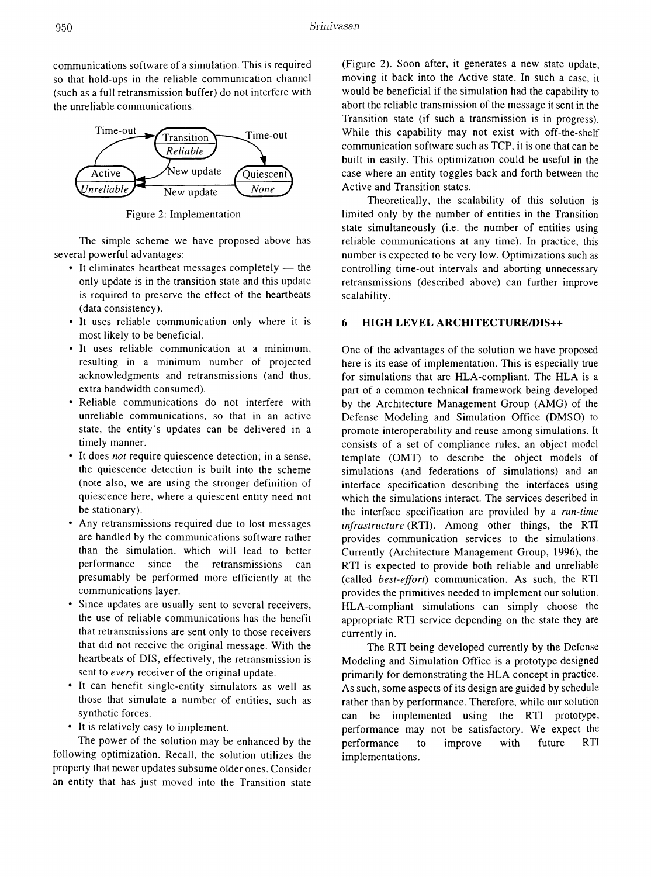communications software of a simulation. This is required so that hold-ups in the reliable communication channel (such as a full retransmission buffer) do not interfere with the unreliable communications.

Figure 2: Implementation

The simple scheme we have proposed above has several powerful advantages:

- It eliminates heartbeat messages completely — the only update is in the transition state and this update is required to preserve the effect of the heartbeats (data consistency).
- It uses reliable communication only where it is most likely to be beneficial.
- It uses reliable communication at a minimum, resulting in a minimum number of projected acknowledgments and retransmissions (and thus, extra bandwidth consumed).
- Reliable communications do not interfere with unreliable communications, so that in an active state, the entity's updates can be delivered in a timely manner.
- It does *not* require quiescence detection; in a sense, the quiescence detection is built into the scheme (note also, we are using the stronger definition of quiescence here, where a quiescent entity need not be stationary).
- Any retransmissions required due to lost messages are handled by the communications software rather than the simulation, which will lead to better performance since the retransmissions can presumably be performed more efficiently at the communications layer.
- Since updates are usually sent to several receivers, the use of reliable communications has the benefit that retransmissions are sent only to those receivers that did not receive the original message. With the heartbeats of DIS, effectively, the retransmission is sent to *every* receiver of the original update.
- It can benefit single-entity simulators as well as those that simulate a number of entities, such as synthetic forces.
- It is relatively easy to implement.

The power of the solution may be enhanced by the following optimization. Recall, the solution utilizes the property that newer updates subsume older ones. Consider an entity that has just moved into the Transition state (Figure 2). Soon after, it generates a new state update, moving it back into the Active state. In such a case, it would be beneficial if the simulation had the capability to abort the reliable transmission of the message it sent in the Transition state (if such a transmission is in progress). While this capability may not exist with off-the-shelf communication software such as TCP, it is one that can be built in easily. This optimization could be useful in the case where an entity toggles back and forth between the Active and Transition states.

Theoretically, the scalability of this solution is limited only by the number of entities in the Transition state simultaneously (i.e. the number of entities using reliable communications at any time). In practice, this number is expected to be very low. Optimizations such as controlling time-out intervals and aborting unnecessary retransmissions (described above) can further improve scalability.

## 6 HIGH LEVEL ARCHITECTURE/DIS++

One of the advantages of the solution we have proposed here is its ease of implementation. This is especially true for simulations that are HLA-compliant. The HLA is a part of a common technical framework being developed by the Architecture Management Group (AMG) of the Defense Modeling and Simulation Office (DMSO) to promote interoperability and reuse among simulations. It consists of a set of compliance rules, an object model template (OMT) to describe the object models of simulations (and federations of simulations) and an interface specification describing the interfaces using which the simulations interact. The services described in the interface specification are provided by a *run-time infrastructure* (RTI). Among other things, the RTI provides communication services to the simulations. Currently (Architecture Management Group, 1996), the RTI is expected to provide both reliable and unreliable (called *best-effort*) communication. As such, the RTI provides the primitives needed to implement our solution. HLA-compliant simulations can simply choose the appropriate RTI service depending on the state they are currently in.

The RTI being developed currently by the Defense Modeling and Simulation Office is a prototype designed primarily for demonstrating the HLA concept in practice. As such, some aspects of its design are guided by schedule rather than by performance. Therefore, while our solution can be implemented using the RTI prototype, performance may not be satisfactory. We expect the performance to improve with future RTI implementations.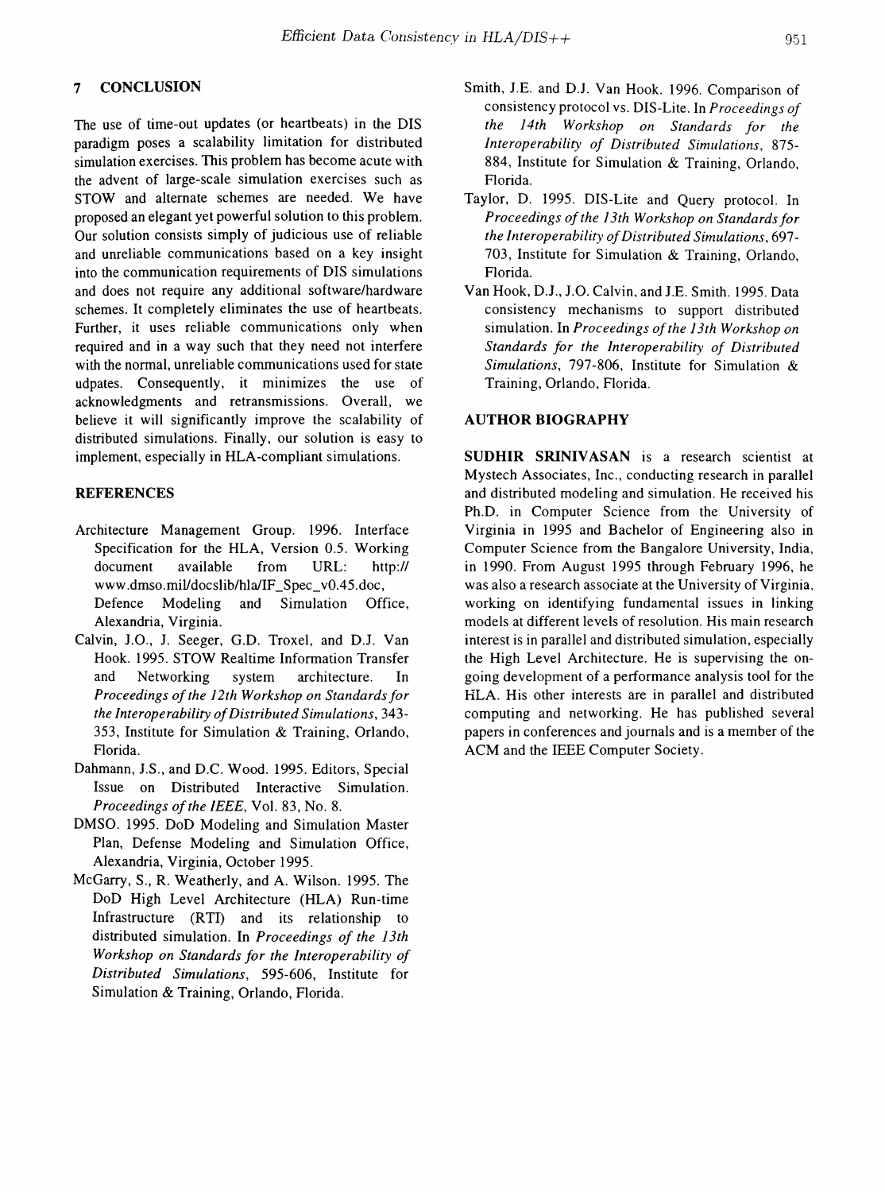## 7 CONCLUSION

The use of time-out updates (or heartbeats) in the DIS paradigm poses a scalability limitation for distributed simulation exercises. This problem has become acute with the advent of large-scale simulation exercises such as STOW and alternate schemes are needed. We have proposed an elegant yet powerful solution to this problem. Our solution consists simply of judicious use of reliable and unreliable communications based on a key insight into the communication requirements of DIS simulations and does not require any additional software/hardware schemes. It completely eliminates the use of heartbeats. Further, it uses reliable communications only when required and in a way such that they need not interfere with the normal, unreliable communications used for state udpates. Consequently, it minimizes the use of acknowledgments and retransmissions. Overall, we believe it will significantly improve the scalability of distributed simulations. Finally, our solution is easy to implement, especially in HLA-compliant simulations.

## REFERENCES

Architecture Management Group. 1996. Interface Specification for the HLA, Version 0.5. Working document available from URL: http://www.dmso.mil/docslib/hla/IF_Spec_v0.45.doc, Defence Modeling and Simulation Office, Alexandria, Virginia.

Calvin, J.O., J. Seeger, G.D. Troxel, and D.J. Van Hook. 1995. STOW Realtime Information Transfer and Networking system architecture. In *Proceedings of the 12th Workshop on Standards for the Interoperability of Distributed Simulations*, 343-353, Institute for Simulation & Training, Orlando, Florida.

Dahmann, J.S., and D.C. Wood. 1995. Editors, Special Issue on Distributed Interactive Simulation. *Proceedings of the IEEE*, Vol. 83, No. 8.

DMSO. 1995. DoD Modeling and Simulation Master Plan, Defense Modeling and Simulation Office, Alexandria, Virginia, October 1995.

McGarry, S., R. Weatherly, and A. Wilson. 1995. The DoD High Level Architecture (HLA) Run-time Infrastructure (RTI) and its relationship to distributed simulation. In *Proceedings of the 13th Workshop on Standards for the Interoperability of Distributed Simulations*, 595-606, Institute for Simulation & Training, Orlando, Florida.

Smith, J.E. and D.J. Van Hook. 1996. Comparison of consistency protocol vs. DIS-Lite. In *Proceedings of the 14th Workshop on Standards for the Interoperability of Distributed Simulations*, 875-884, Institute for Simulation & Training, Orlando, Florida.

Taylor, D. 1995. DIS-Lite and Query protocol. In *Proceedings of the 13th Workshop on Standards for the Interoperability of Distributed Simulations*, 697-703, Institute for Simulation & Training, Orlando, Florida.

Van Hook, D.J., J.O. Calvin, and J.E. Smith. 1995. Data consistency mechanisms to support distributed simulation. In *Proceedings of the 13th Workshop on Standards for the Interoperability of Distributed Simulations*, 797-806, Institute for Simulation & Training, Orlando, Florida.

## AUTHOR BIOGRAPHY

**SUDHIR SRINIVASAN** is a research scientist at Mystech Associates, Inc., conducting research in parallel and distributed modeling and simulation. He received his Ph.D. in Computer Science from the University of Virginia in 1995 and Bachelor of Engineering also in Computer Science from the Bangalore University, India, in 1990. From August 1995 through February 1996, he was also a research associate at the University of Virginia, working on identifying fundamental issues in linking models at different levels of resolution. His main research interest is in parallel and distributed simulation, especially the High Level Architecture. He is supervising the on-going development of a performance analysis tool for the HLA. His other interests are in parallel and distributed computing and networking. He has published several papers in conferences and journals and is a member of the ACM and the IEEE Computer Society.